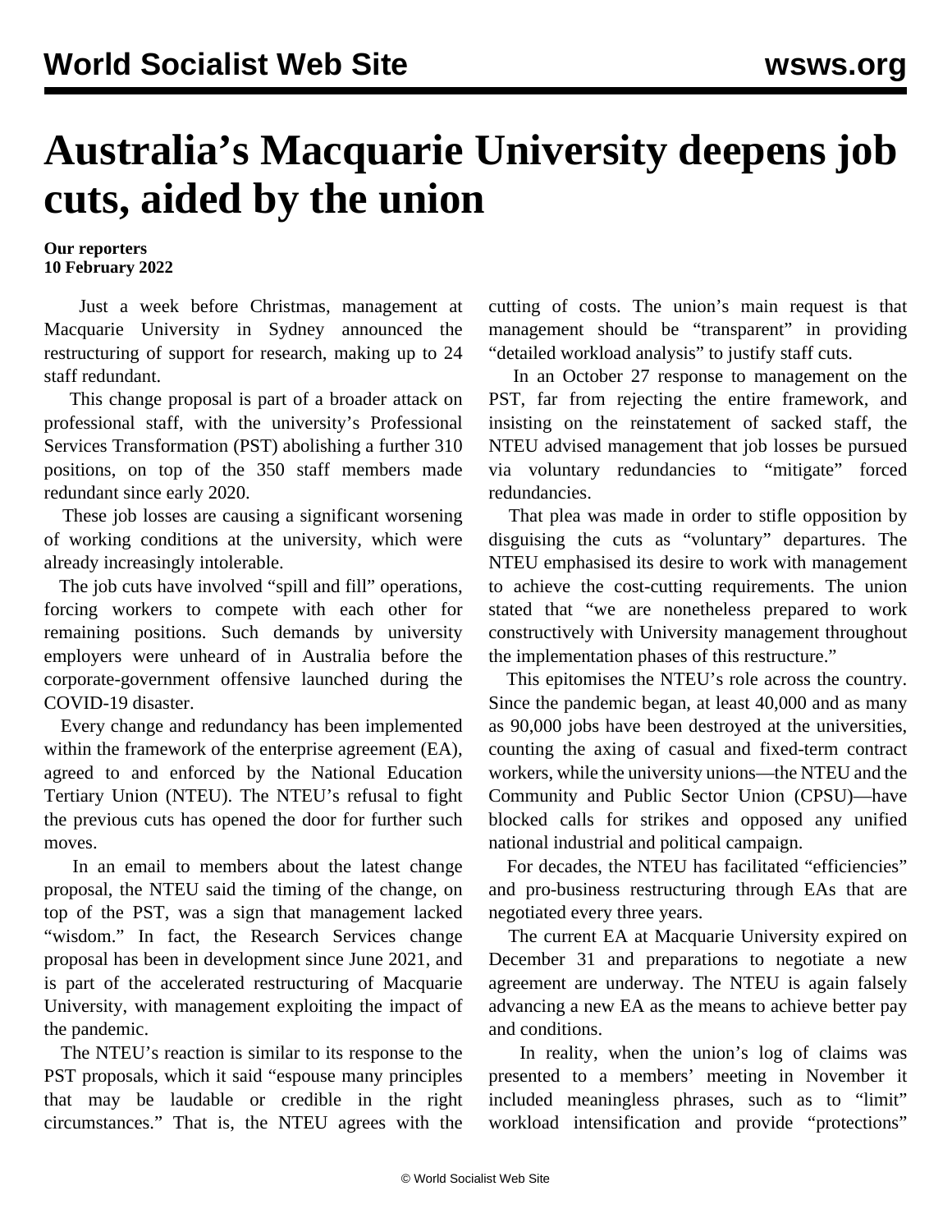# Australia's Macquarie University deepens job cuts, aided by the union

**Our reporters**
**10 February 2022**

Just a week before Christmas, management at Macquarie University in Sydney announced the restructuring of support for research, making up to 24 staff redundant.

This change proposal is part of a broader attack on professional staff, with the university's Professional Services Transformation (PST) abolishing a further 310 positions, on top of the 350 staff members made redundant since early 2020.

These job losses are causing a significant worsening of working conditions at the university, which were already increasingly intolerable.

The job cuts have involved "spill and fill" operations, forcing workers to compete with each other for remaining positions. Such demands by university employers were unheard of in Australia before the corporate-government offensive launched during the COVID-19 disaster.

Every change and redundancy has been implemented within the framework of the enterprise agreement (EA), agreed to and enforced by the National Education Tertiary Union (NTEU). The NTEU's refusal to fight the previous cuts has opened the door for further such moves.

In an email to members about the latest change proposal, the NTEU said the timing of the change, on top of the PST, was a sign that management lacked "wisdom." In fact, the Research Services change proposal has been in development since June 2021, and is part of the accelerated restructuring of Macquarie University, with management exploiting the impact of the pandemic.

The NTEU's reaction is similar to its response to the PST proposals, which it said "espouse many principles that may be laudable or credible in the right circumstances." That is, the NTEU agrees with the cutting of costs. The union's main request is that management should be "transparent" in providing "detailed workload analysis" to justify staff cuts.

In an October 27 response to management on the PST, far from rejecting the entire framework, and insisting on the reinstatement of sacked staff, the NTEU advised management that job losses be pursued via voluntary redundancies to "mitigate" forced redundancies.

That plea was made in order to stifle opposition by disguising the cuts as "voluntary" departures. The NTEU emphasised its desire to work with management to achieve the cost-cutting requirements. The union stated that "we are nonetheless prepared to work constructively with University management throughout the implementation phases of this restructure."

This epitomises the NTEU's role across the country. Since the pandemic began, at least 40,000 and as many as 90,000 jobs have been destroyed at the universities, counting the axing of casual and fixed-term contract workers, while the university unions—the NTEU and the Community and Public Sector Union (CPSU)—have blocked calls for strikes and opposed any unified national industrial and political campaign.

For decades, the NTEU has facilitated "efficiencies" and pro-business restructuring through EAs that are negotiated every three years.

The current EA at Macquarie University expired on December 31 and preparations to negotiate a new agreement are underway. The NTEU is again falsely advancing a new EA as the means to achieve better pay and conditions.

In reality, when the union's log of claims was presented to a members' meeting in November it included meaningless phrases, such as to "limit" workload intensification and provide "protections"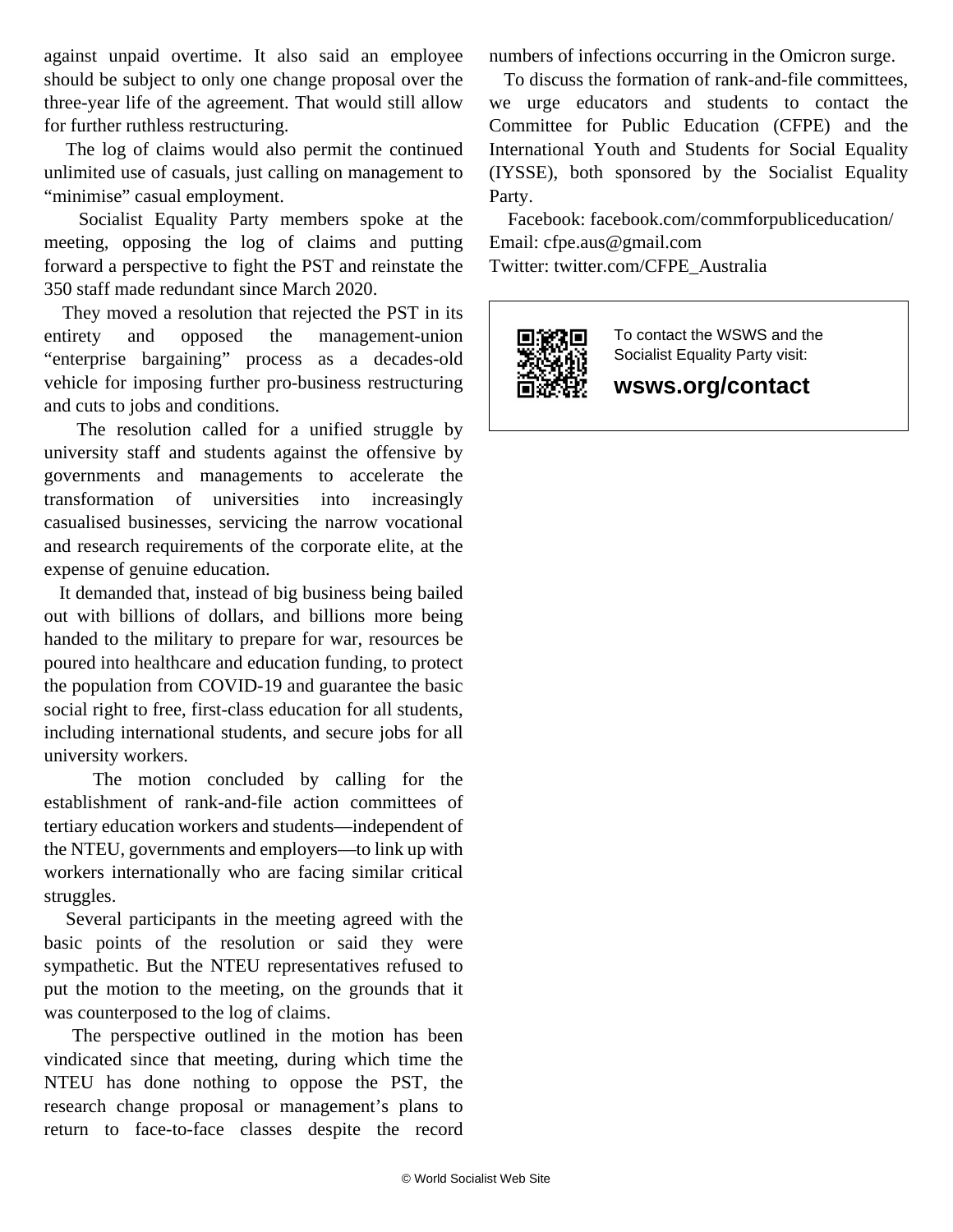against unpaid overtime. It also said an employee should be subject to only one change proposal over the three-year life of the agreement. That would still allow for further ruthless restructuring.

The log of claims would also permit the continued unlimited use of casuals, just calling on management to "minimise" casual employment.

Socialist Equality Party members spoke at the meeting, opposing the log of claims and putting forward a perspective to fight the PST and reinstate the 350 staff made redundant since March 2020.

They moved a resolution that rejected the PST in its entirety and opposed the management-union "enterprise bargaining" process as a decades-old vehicle for imposing further pro-business restructuring and cuts to jobs and conditions.

The resolution called for a unified struggle by university staff and students against the offensive by governments and managements to accelerate the transformation of universities into increasingly casualised businesses, servicing the narrow vocational and research requirements of the corporate elite, at the expense of genuine education.

It demanded that, instead of big business being bailed out with billions of dollars, and billions more being handed to the military to prepare for war, resources be poured into healthcare and education funding, to protect the population from COVID-19 and guarantee the basic social right to free, first-class education for all students, including international students, and secure jobs for all university workers.

The motion concluded by calling for the establishment of rank-and-file action committees of tertiary education workers and students—independent of the NTEU, governments and employers—to link up with workers internationally who are facing similar critical struggles.

Several participants in the meeting agreed with the basic points of the resolution or said they were sympathetic. But the NTEU representatives refused to put the motion to the meeting, on the grounds that it was counterposed to the log of claims.

The perspective outlined in the motion has been vindicated since that meeting, during which time the NTEU has done nothing to oppose the PST, the research change proposal or management's plans to return to face-to-face classes despite the record numbers of infections occurring in the Omicron surge.

To discuss the formation of rank-and-file committees, we urge educators and students to contact the Committee for Public Education (CFPE) and the International Youth and Students for Social Equality (IYSSE), both sponsored by the Socialist Equality Party.

Facebook: facebook.com/commforpubliceducation/
Email: cfpe.aus@gmail.com
Twitter: twitter.com/CFPE_Australia

To contact the WSWS and the Socialist Equality Party visit:

**wsws.org/contact**